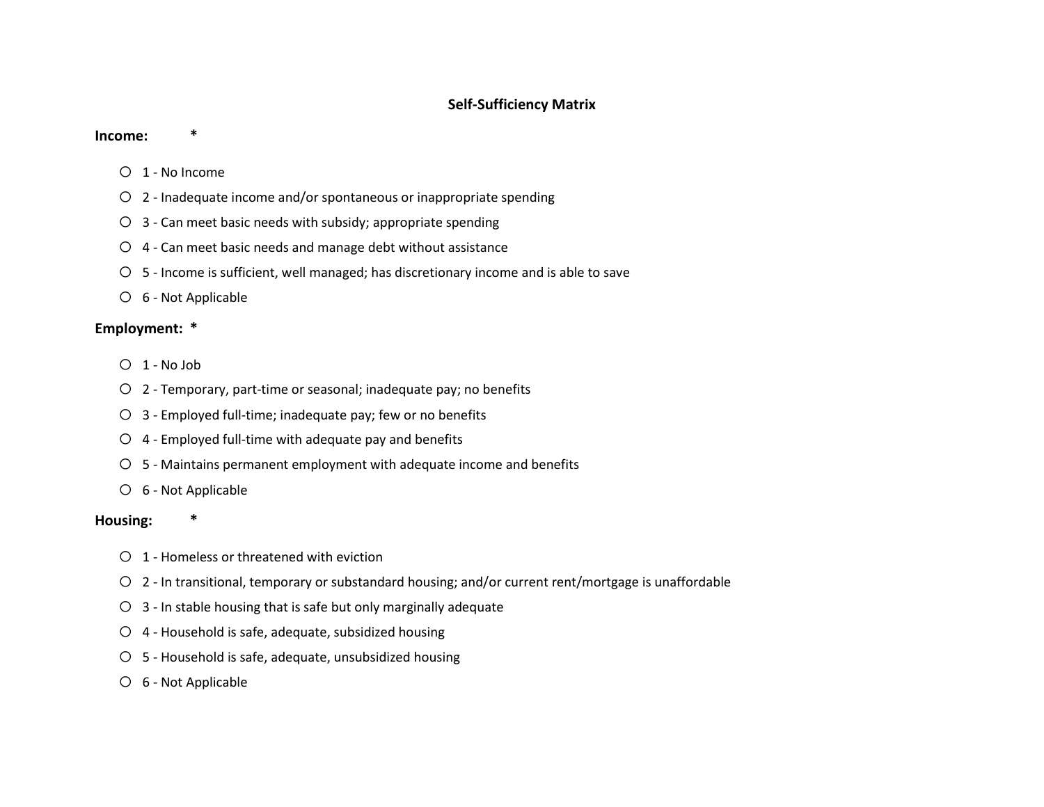# Self-Sufficiency Matrix

**Income:** *

- ○ 1 - No Income
- ○ 2 - Inadequate income and/or spontaneous or inappropriate spending
- ○ 3 - Can meet basic needs with subsidy; appropriate spending
- ○ 4 - Can meet basic needs and manage debt without assistance
- ○ 5 - Income is sufficient, well managed; has discretionary income and is able to save
- ○ 6 - Not Applicable

**Employment:** *

- ○ 1 - No Job
- ○ 2 - Temporary, part-time or seasonal; inadequate pay; no benefits
- ○ 3 - Employed full-time; inadequate pay; few or no benefits
- ○ 4 - Employed full-time with adequate pay and benefits
- ○ 5 - Maintains permanent employment with adequate income and benefits
- ○ 6 - Not Applicable

**Housing:** *

- ○ 1 - Homeless or threatened with eviction
- ○ 2 - In transitional, temporary or substandard housing; and/or current rent/mortgage is unaffordable
- ○ 3 - In stable housing that is safe but only marginally adequate
- ○ 4 - Household is safe, adequate, subsidized housing
- ○ 5 - Household is safe, adequate, unsubsidized housing
- ○ 6 - Not Applicable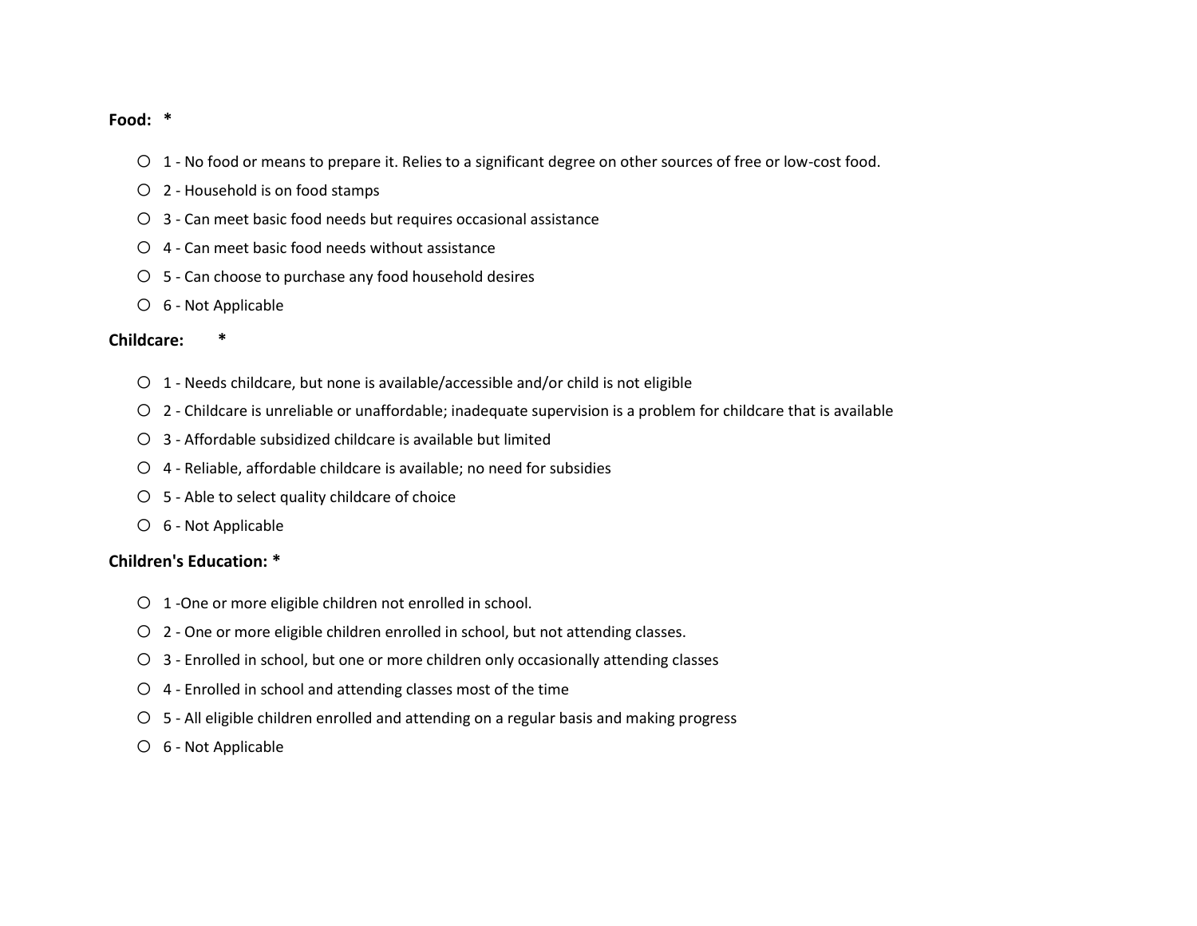**Food: ***

- ○ 1 - No food or means to prepare it. Relies to a significant degree on other sources of free or low-cost food.
- ○ 2 - Household is on food stamps
- ○ 3 - Can meet basic food needs but requires occasional assistance
- ○ 4 - Can meet basic food needs without assistance
- ○ 5 - Can choose to purchase any food household desires
- ○ 6 - Not Applicable

**Childcare: ***

- ○ 1 - Needs childcare, but none is available/accessible and/or child is not eligible
- ○ 2 - Childcare is unreliable or unaffordable; inadequate supervision is a problem for childcare that is available
- ○ 3 - Affordable subsidized childcare is available but limited
- ○ 4 - Reliable, affordable childcare is available; no need for subsidies
- ○ 5 - Able to select quality childcare of choice
- ○ 6 - Not Applicable

**Children's Education: ***

- ○ 1 -One or more eligible children not enrolled in school.
- ○ 2 - One or more eligible children enrolled in school, but not attending classes.
- ○ 3 - Enrolled in school, but one or more children only occasionally attending classes
- ○ 4 - Enrolled in school and attending classes most of the time
- ○ 5 - All eligible children enrolled and attending on a regular basis and making progress
- ○ 6 - Not Applicable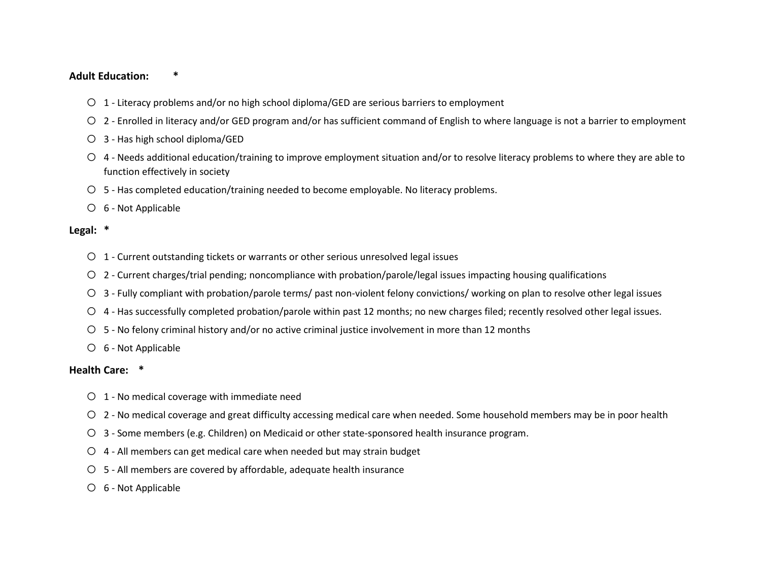**Adult Education:** *

- 1 - Literacy problems and/or no high school diploma/GED are serious barriers to employment
- 2 - Enrolled in literacy and/or GED program and/or has sufficient command of English to where language is not a barrier to employment
- 3 - Has high school diploma/GED
- 4 - Needs additional education/training to improve employment situation and/or to resolve literacy problems to where they are able to function effectively in society
- 5 - Has completed education/training needed to become employable. No literacy problems.
- 6 - Not Applicable

**Legal:** *

- 1 - Current outstanding tickets or warrants or other serious unresolved legal issues
- 2 - Current charges/trial pending; noncompliance with probation/parole/legal issues impacting housing qualifications
- 3 - Fully compliant with probation/parole terms/ past non-violent felony convictions/ working on plan to resolve other legal issues
- 4 - Has successfully completed probation/parole within past 12 months; no new charges filed; recently resolved other legal issues.
- 5 - No felony criminal history and/or no active criminal justice involvement in more than 12 months
- 6 - Not Applicable

**Health Care:** *

- 1 - No medical coverage with immediate need
- 2 - No medical coverage and great difficulty accessing medical care when needed. Some household members may be in poor health
- 3 - Some members (e.g. Children) on Medicaid or other state-sponsored health insurance program.
- 4 - All members can get medical care when needed but may strain budget
- 5 - All members are covered by affordable, adequate health insurance
- 6 - Not Applicable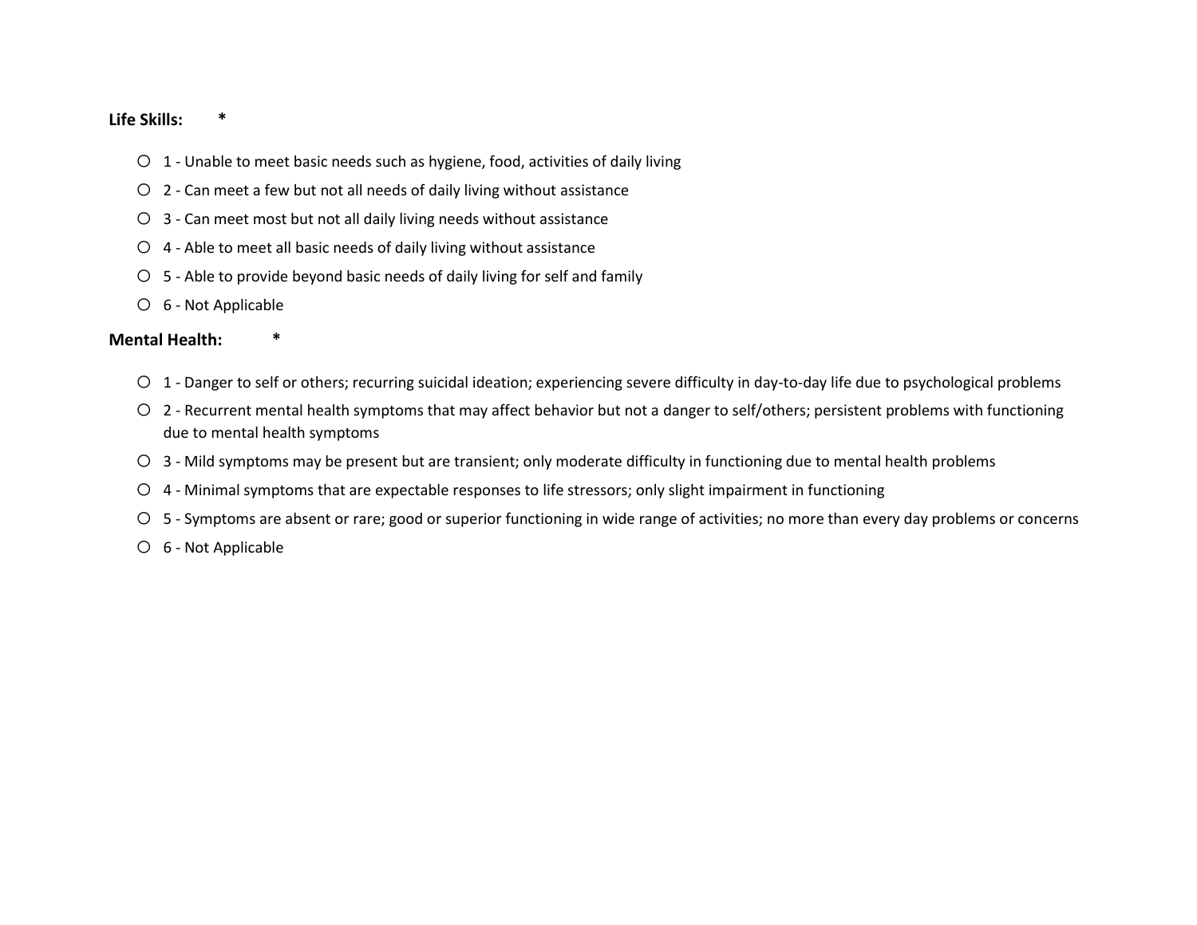**Life Skills:** *

- 1 - Unable to meet basic needs such as hygiene, food, activities of daily living
- 2 - Can meet a few but not all needs of daily living without assistance
- 3 - Can meet most but not all daily living needs without assistance
- 4 - Able to meet all basic needs of daily living without assistance
- 5 - Able to provide beyond basic needs of daily living for self and family
- 6 - Not Applicable

**Mental Health:** *

- 1 - Danger to self or others; recurring suicidal ideation; experiencing severe difficulty in day-to-day life due to psychological problems
- 2 - Recurrent mental health symptoms that may affect behavior but not a danger to self/others; persistent problems with functioning due to mental health symptoms
- 3 - Mild symptoms may be present but are transient; only moderate difficulty in functioning due to mental health problems
- 4 - Minimal symptoms that are expectable responses to life stressors; only slight impairment in functioning
- 5 - Symptoms are absent or rare; good or superior functioning in wide range of activities; no more than every day problems or concerns
- 6 - Not Applicable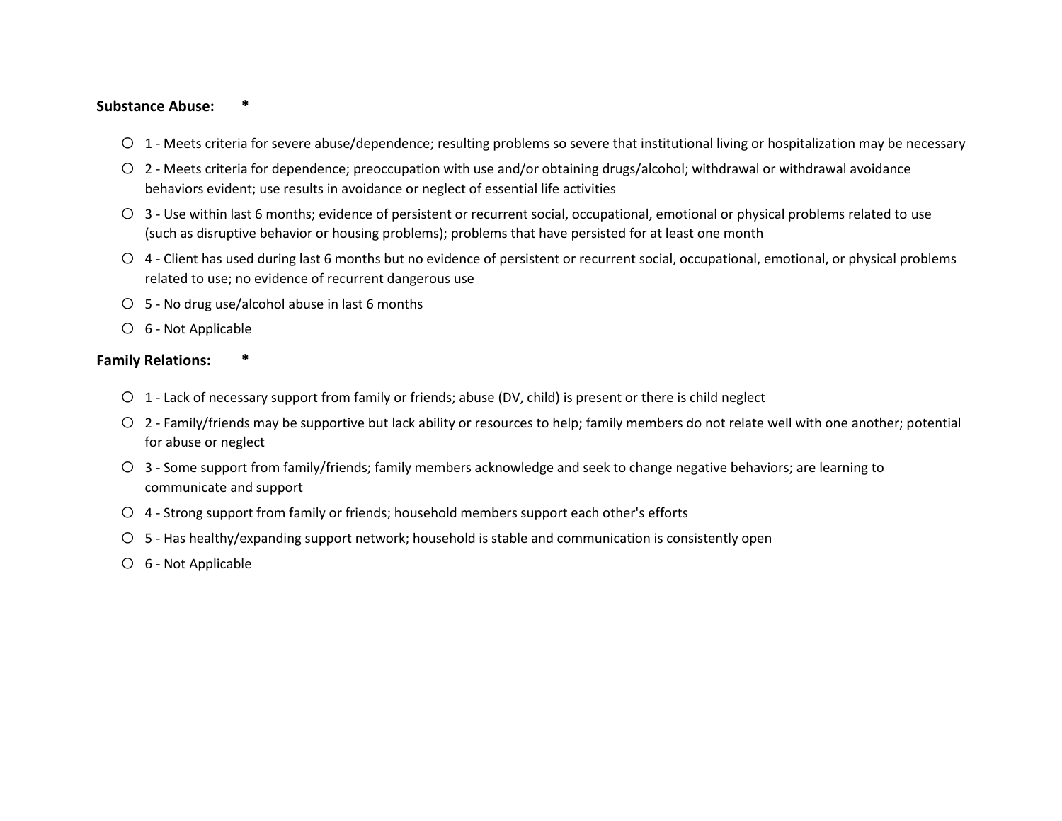**Substance Abuse:** *

- ○ 1 - Meets criteria for severe abuse/dependence; resulting problems so severe that institutional living or hospitalization may be necessary
- ○ 2 - Meets criteria for dependence; preoccupation with use and/or obtaining drugs/alcohol; withdrawal or withdrawal avoidance behaviors evident; use results in avoidance or neglect of essential life activities
- ○ 3 - Use within last 6 months; evidence of persistent or recurrent social, occupational, emotional or physical problems related to use (such as disruptive behavior or housing problems); problems that have persisted for at least one month
- ○ 4 - Client has used during last 6 months but no evidence of persistent or recurrent social, occupational, emotional, or physical problems related to use; no evidence of recurrent dangerous use
- ○ 5 - No drug use/alcohol abuse in last 6 months
- ○ 6 - Not Applicable

**Family Relations:** *

- ○ 1 - Lack of necessary support from family or friends; abuse (DV, child) is present or there is child neglect
- ○ 2 - Family/friends may be supportive but lack ability or resources to help; family members do not relate well with one another; potential for abuse or neglect
- ○ 3 - Some support from family/friends; family members acknowledge and seek to change negative behaviors; are learning to communicate and support
- ○ 4 - Strong support from family or friends; household members support each other's efforts
- ○ 5 - Has healthy/expanding support network; household is stable and communication is consistently open
- ○ 6 - Not Applicable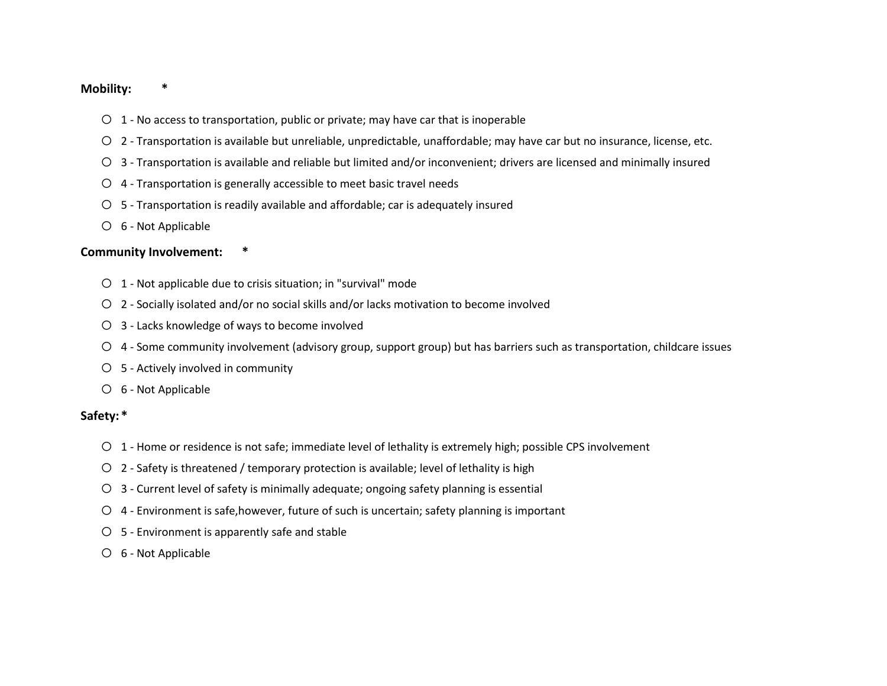**Mobility:** *

- 1 - No access to transportation, public or private; may have car that is inoperable
- 2 - Transportation is available but unreliable, unpredictable, unaffordable; may have car but no insurance, license, etc.
- 3 - Transportation is available and reliable but limited and/or inconvenient; drivers are licensed and minimally insured
- 4 - Transportation is generally accessible to meet basic travel needs
- 5 - Transportation is readily available and affordable; car is adequately insured
- 6 - Not Applicable

**Community Involvement:** *

- 1 - Not applicable due to crisis situation; in "survival" mode
- 2 - Socially isolated and/or no social skills and/or lacks motivation to become involved
- 3 - Lacks knowledge of ways to become involved
- 4 - Some community involvement (advisory group, support group) but has barriers such as transportation, childcare issues
- 5 - Actively involved in community
- 6 - Not Applicable

**Safety:** *

- 1 - Home or residence is not safe; immediate level of lethality is extremely high; possible CPS involvement
- 2 - Safety is threatened / temporary protection is available; level of lethality is high
- 3 - Current level of safety is minimally adequate; ongoing safety planning is essential
- 4 - Environment is safe,however, future of such is uncertain; safety planning is important
- 5 - Environment is apparently safe and stable
- 6 - Not Applicable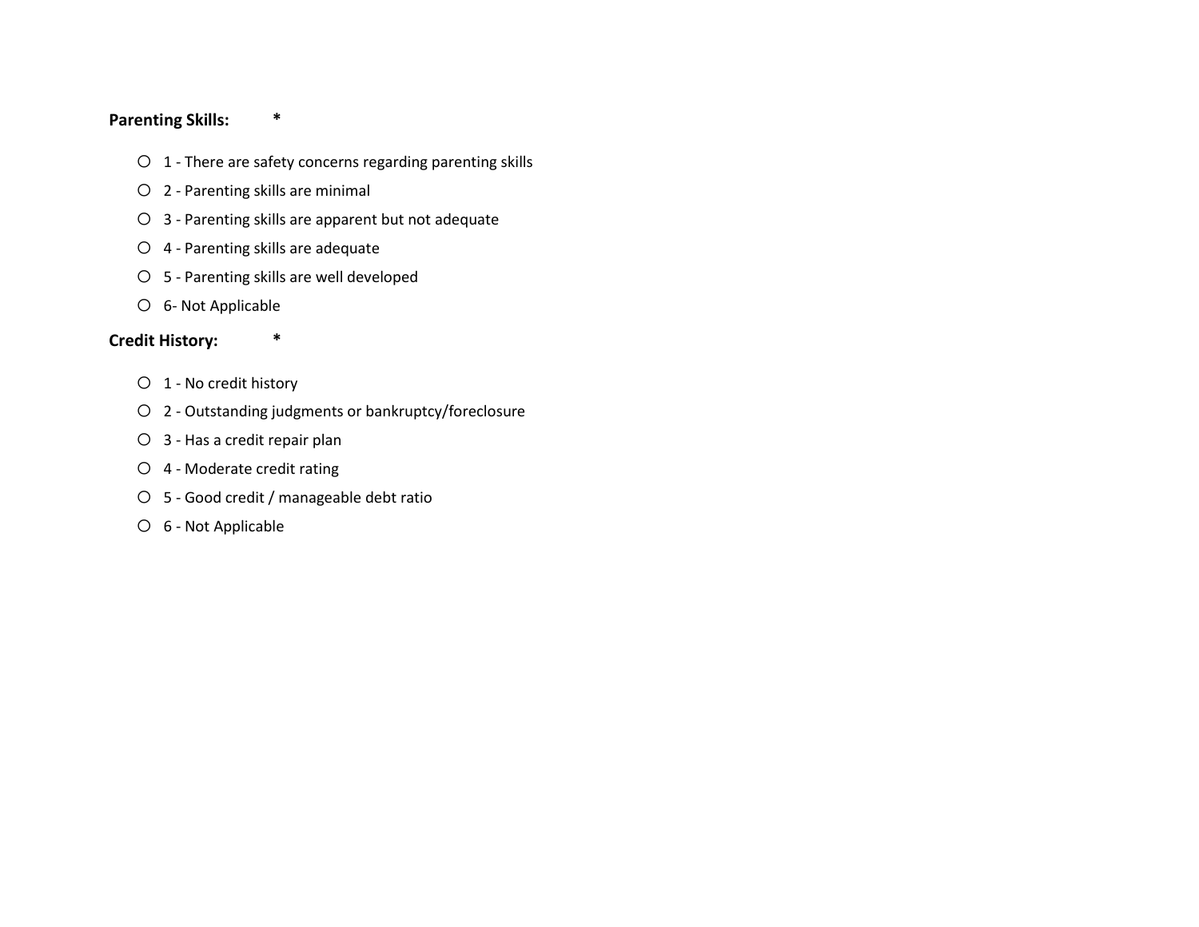**Parenting Skills:** *

- ○ 1 - There are safety concerns regarding parenting skills
- ○ 2 - Parenting skills are minimal
- ○ 3 - Parenting skills are apparent but not adequate
- ○ 4 - Parenting skills are adequate
- ○ 5 - Parenting skills are well developed
- ○ 6- Not Applicable

**Credit History:** *

- ○ 1 - No credit history
- ○ 2 - Outstanding judgments or bankruptcy/foreclosure
- ○ 3 - Has a credit repair plan
- ○ 4 - Moderate credit rating
- ○ 5 - Good credit / manageable debt ratio
- ○ 6 - Not Applicable